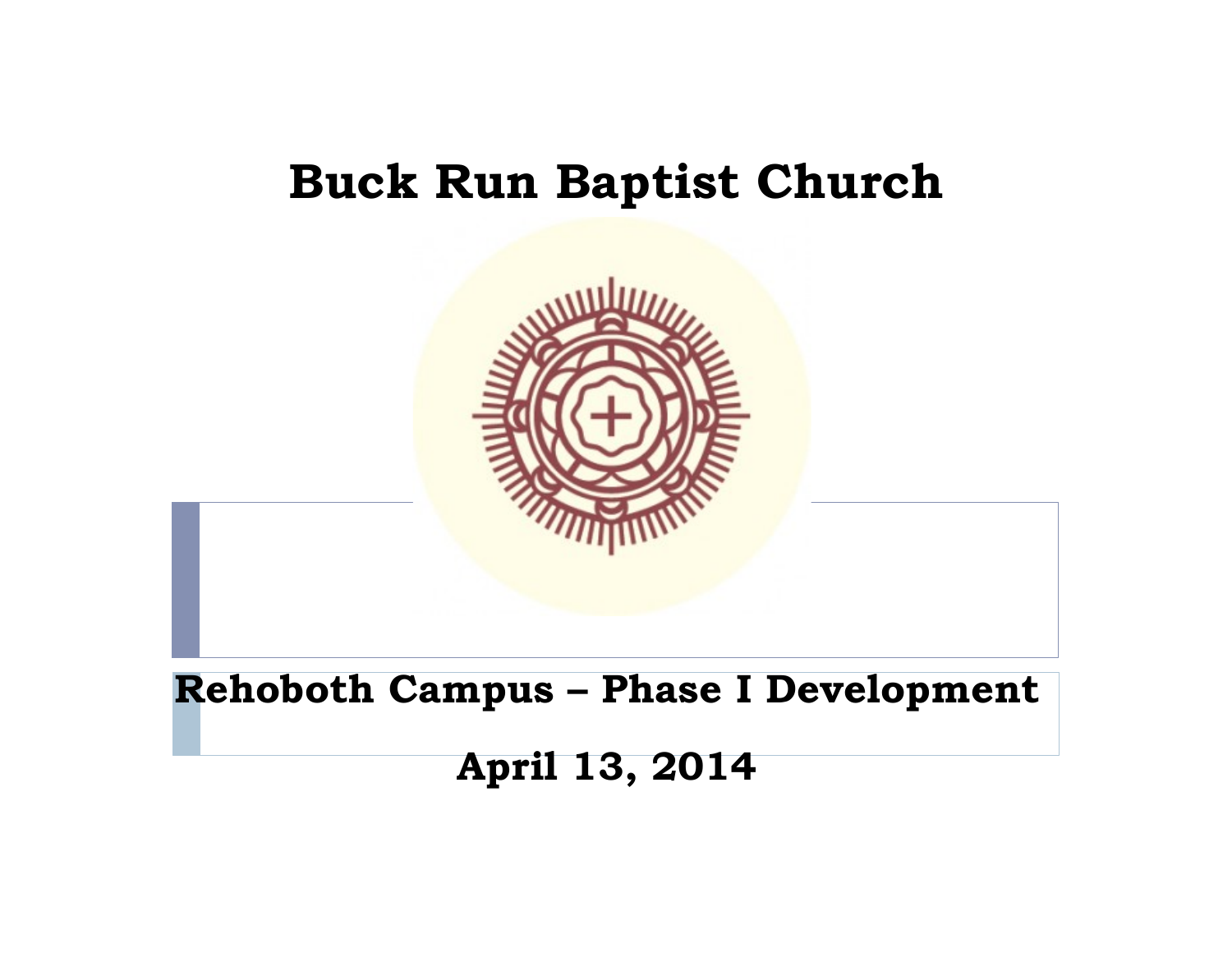# Buck Run Baptist Church

## Rehoboth Campus – Phase I Development

## April 13, 2014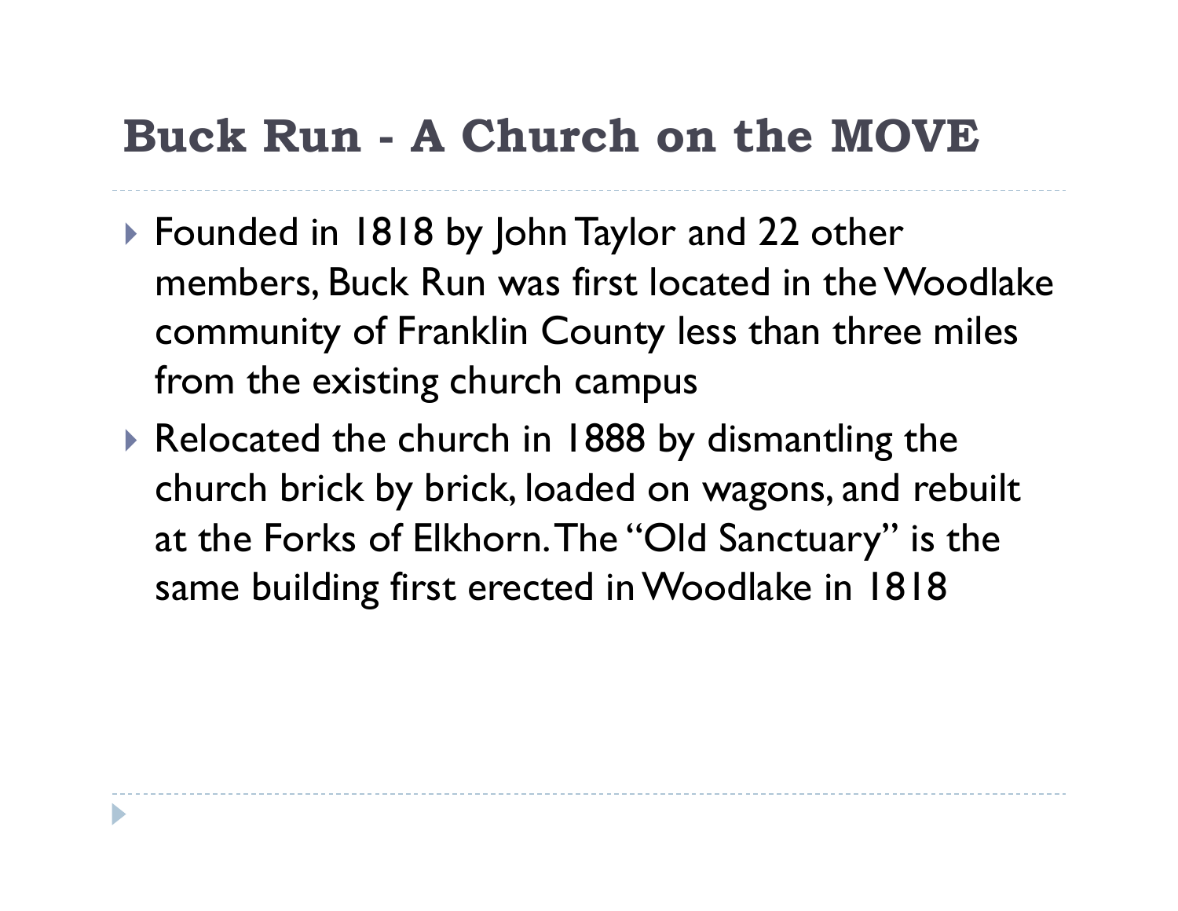# Buck Run - A Church on the MOVE

- Founded in 1818 by John Taylor and 22 other members, Buck Run was first located in the Woodlake community of Franklin County less than three miles from the existing church campus
- Relocated the church in 1888 by dismantling the church brick by brick, loaded on wagons, and rebuilt at the Forks of Elkhorn. The "Old Sanctuary" is the same building first erected in Woodlake in 1818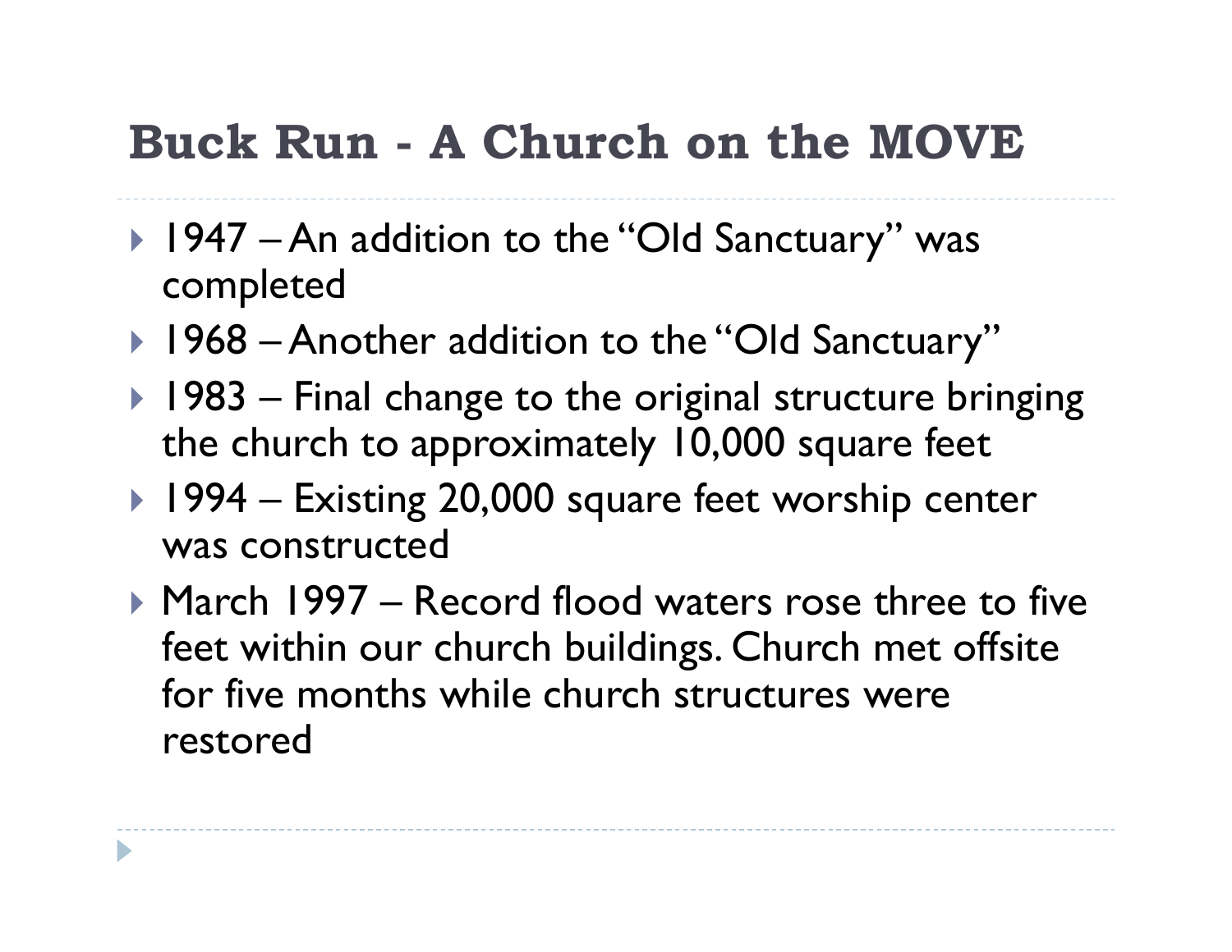# Buck Run - A Church on the MOVE

- 1947 – An addition to the "Old Sanctuary" was completed
- 1968 – Another addition to the "Old Sanctuary"
- 1983 – Final change to the original structure bringing the church to approximately 10,000 square feet
- 1994 – Existing 20,000 square feet worship center was constructed
- March 1997 – Record flood waters rose three to five feet within our church buildings. Church met offsite for five months while church structures were restored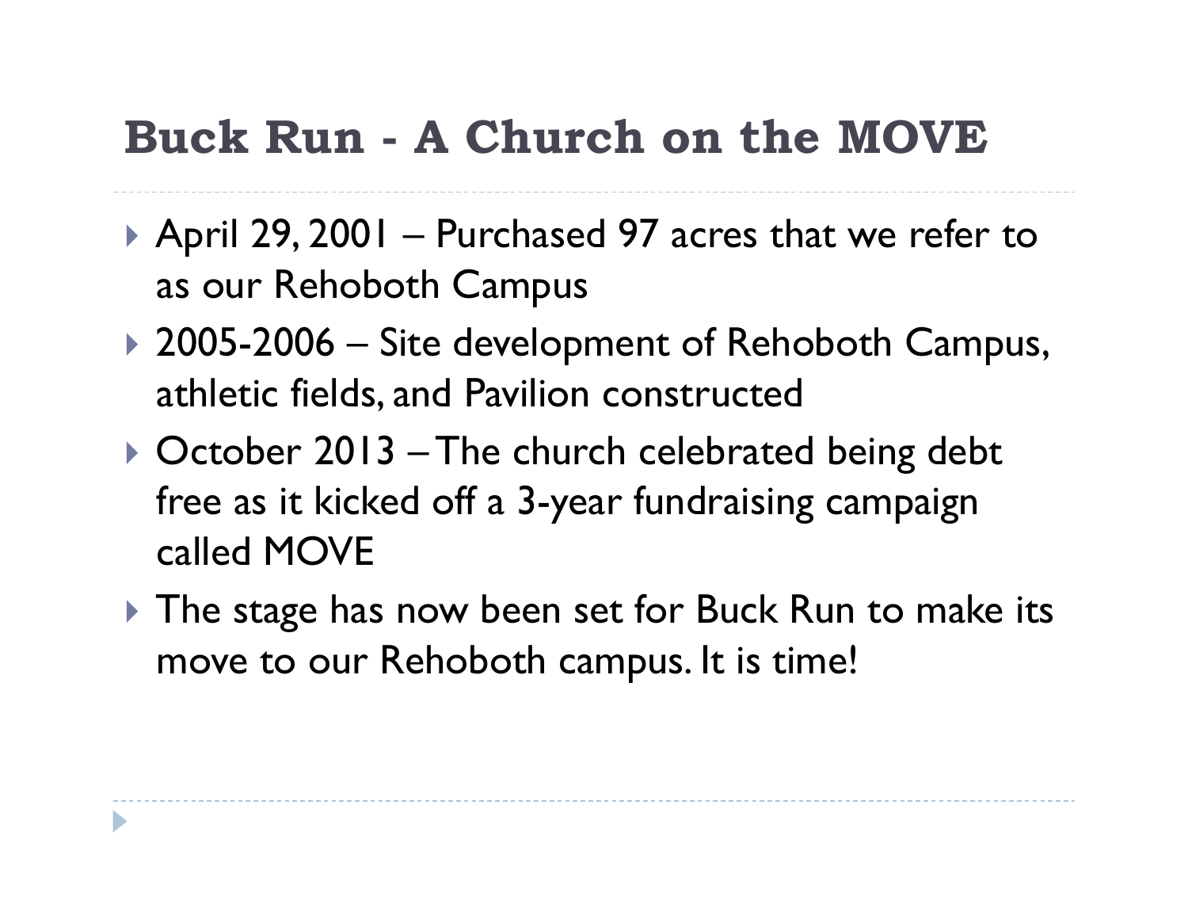## Buck Run - A Church on the MOVE

- April 29, 2001 – Purchased 97 acres that we refer to as our Rehoboth Campus
- 2005-2006 – Site development of Rehoboth Campus, athletic fields, and Pavilion constructed
- October 2013 – The church celebrated being debt free as it kicked off a 3-year fundraising campaign called MOVE
- The stage has now been set for Buck Run to make its move to our Rehoboth campus. It is time!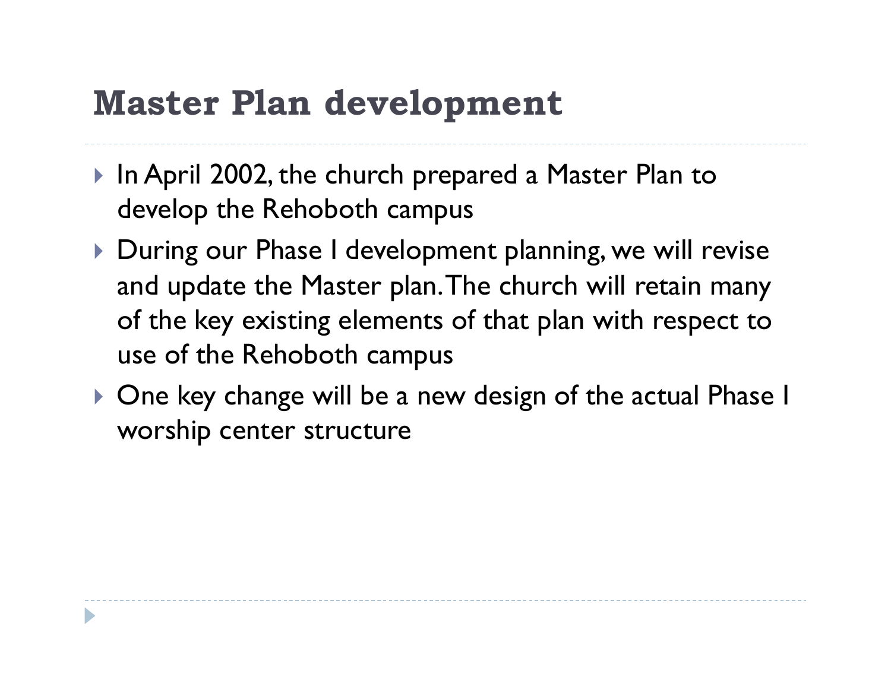# Master Plan development

- In April 2002, the church prepared a Master Plan to develop the Rehoboth campus
- During our Phase I development planning, we will revise and update the Master plan. The church will retain many of the key existing elements of that plan with respect to use of the Rehoboth campus
- One key change will be a new design of the actual Phase I worship center structure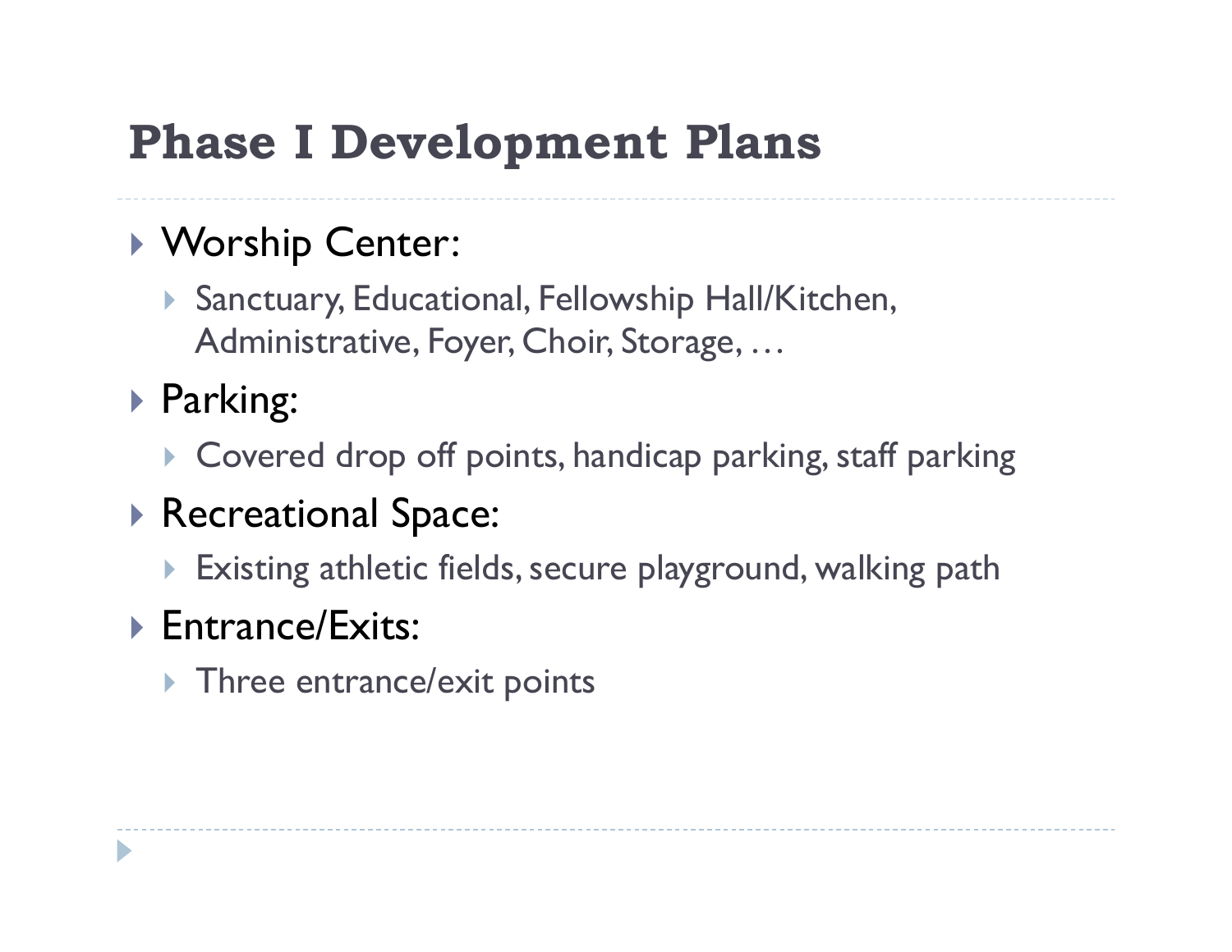# Phase I Development Plans

- Worship Center:
  - Sanctuary, Educational, Fellowship Hall/Kitchen, Administrative, Foyer, Choir, Storage, …
- Parking:
  - Covered drop off points, handicap parking, staff parking
- Recreational Space:
  - Existing athletic fields, secure playground, walking path
- Entrance/Exits:
  - Three entrance/exit points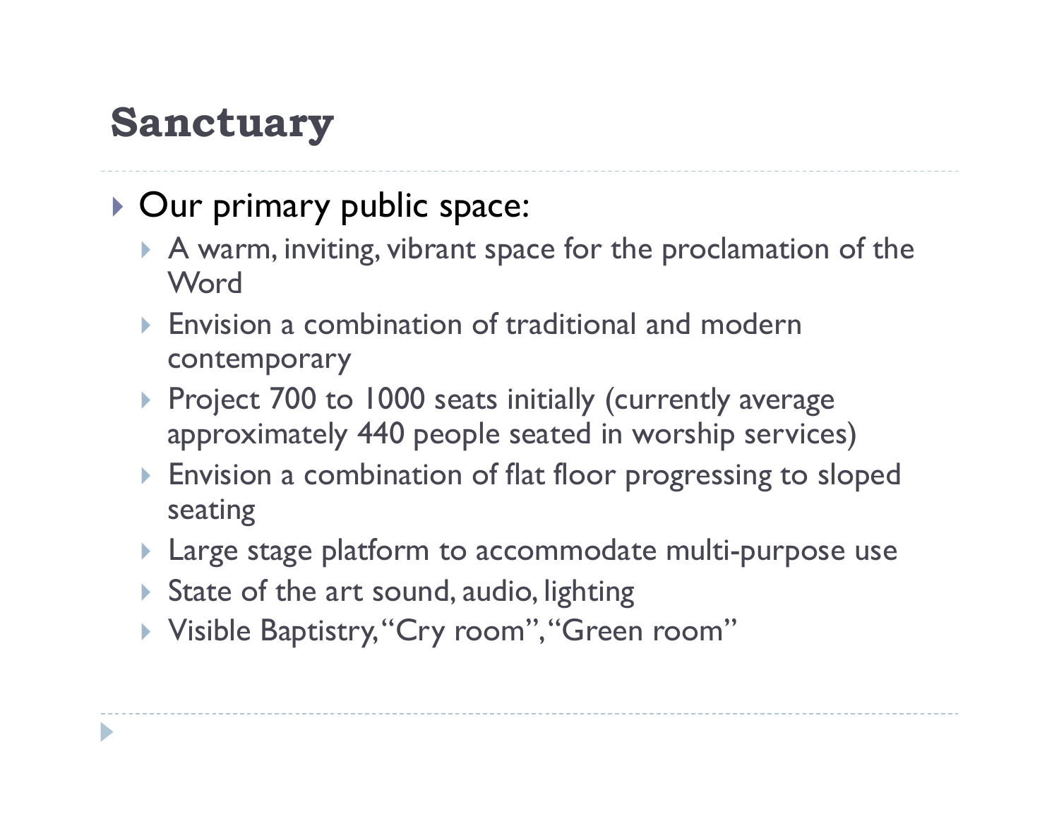# Sanctuary

- Our primary public space:
  - A warm, inviting, vibrant space for the proclamation of the Word
  - Envision a combination of traditional and modern contemporary
  - Project 700 to 1000 seats initially (currently average approximately 440 people seated in worship services)
  - Envision a combination of flat floor progressing to sloped seating
  - Large stage platform to accommodate multi-purpose use
  - State of the art sound, audio, lighting
  - Visible Baptistry, "Cry room", "Green room"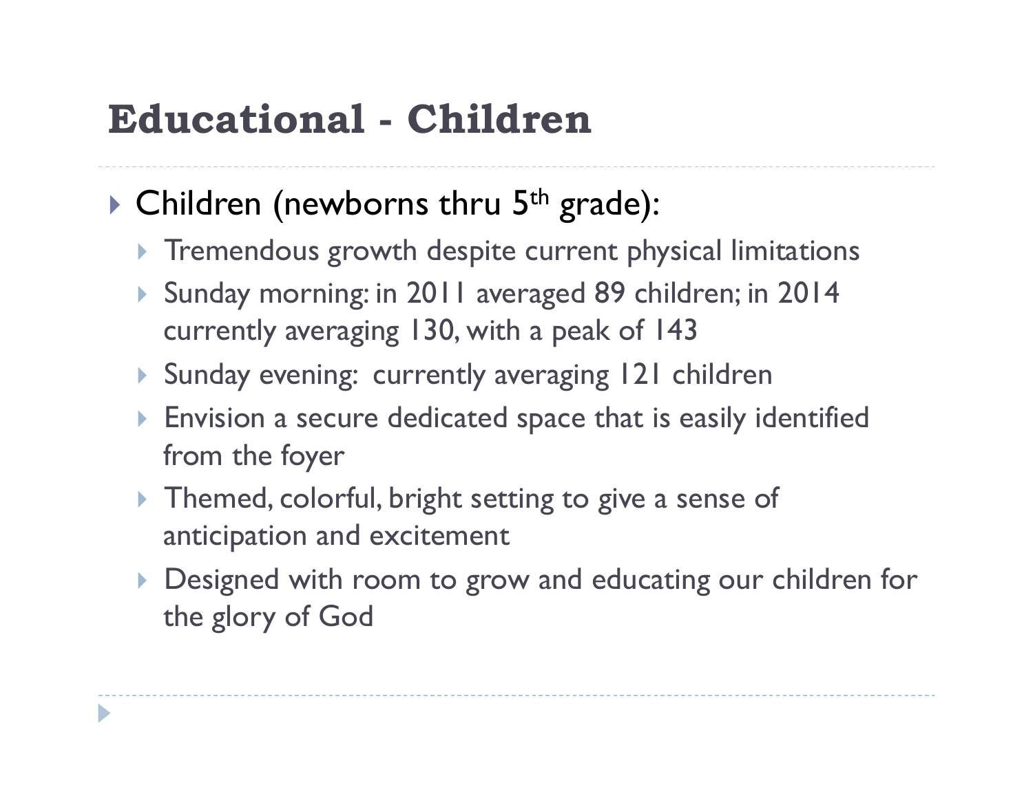# Educational - Children

- Children (newborns thru 5th grade):
  - Tremendous growth despite current physical limitations
  - Sunday morning: in 2011 averaged 89 children; in 2014 currently averaging 130, with a peak of 143
  - Sunday evening: currently averaging 121 children
  - Envision a secure dedicated space that is easily identified from the foyer
  - Themed, colorful, bright setting to give a sense of anticipation and excitement
  - Designed with room to grow and educating our children for the glory of God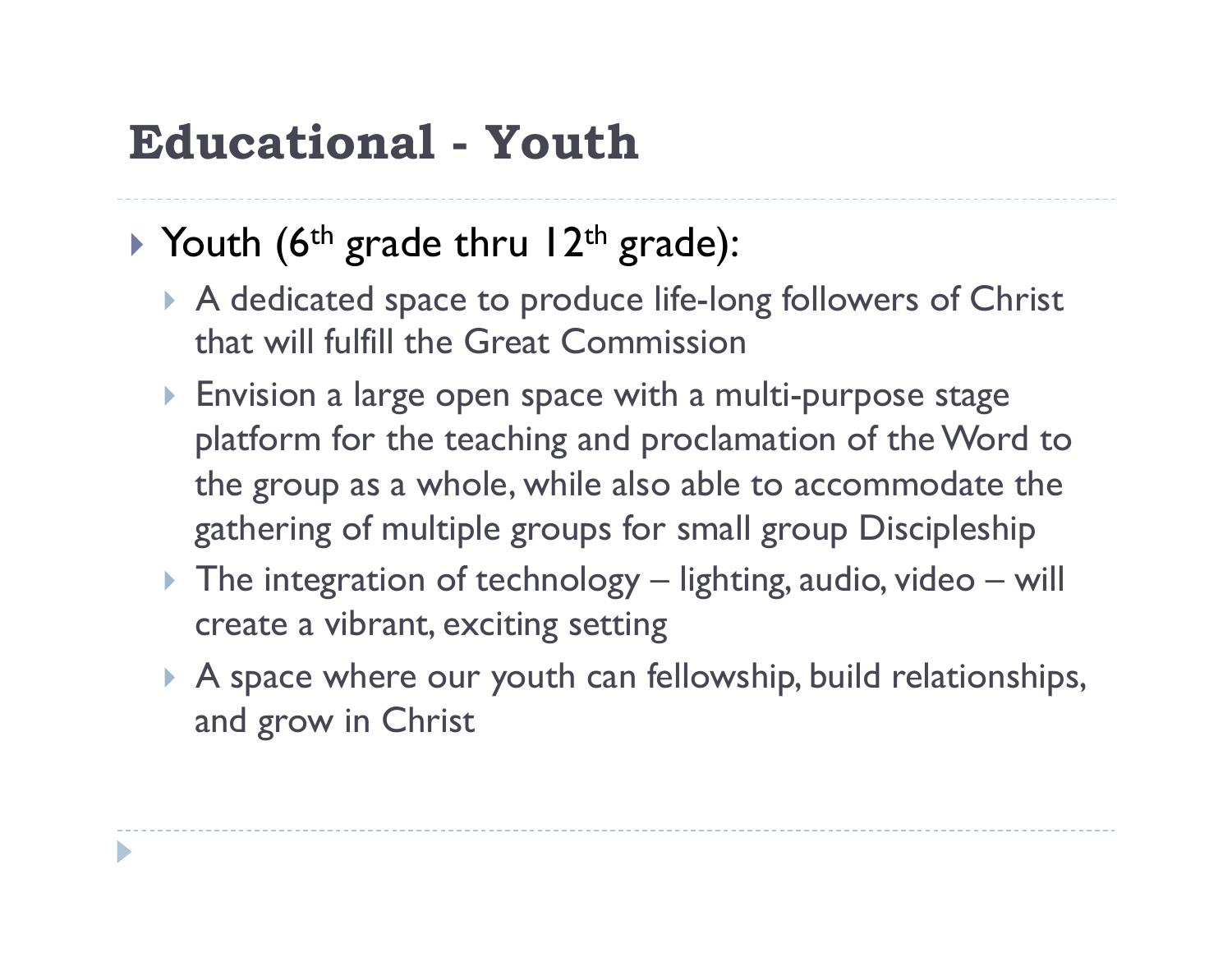# Educational - Youth

- Youth (6th grade thru 12th grade):
  - A dedicated space to produce life-long followers of Christ that will fulfill the Great Commission
  - Envision a large open space with a multi-purpose stage platform for the teaching and proclamation of the Word to the group as a whole, while also able to accommodate the gathering of multiple groups for small group Discipleship
  - The integration of technology – lighting, audio, video – will create a vibrant, exciting setting
  - A space where our youth can fellowship, build relationships, and grow in Christ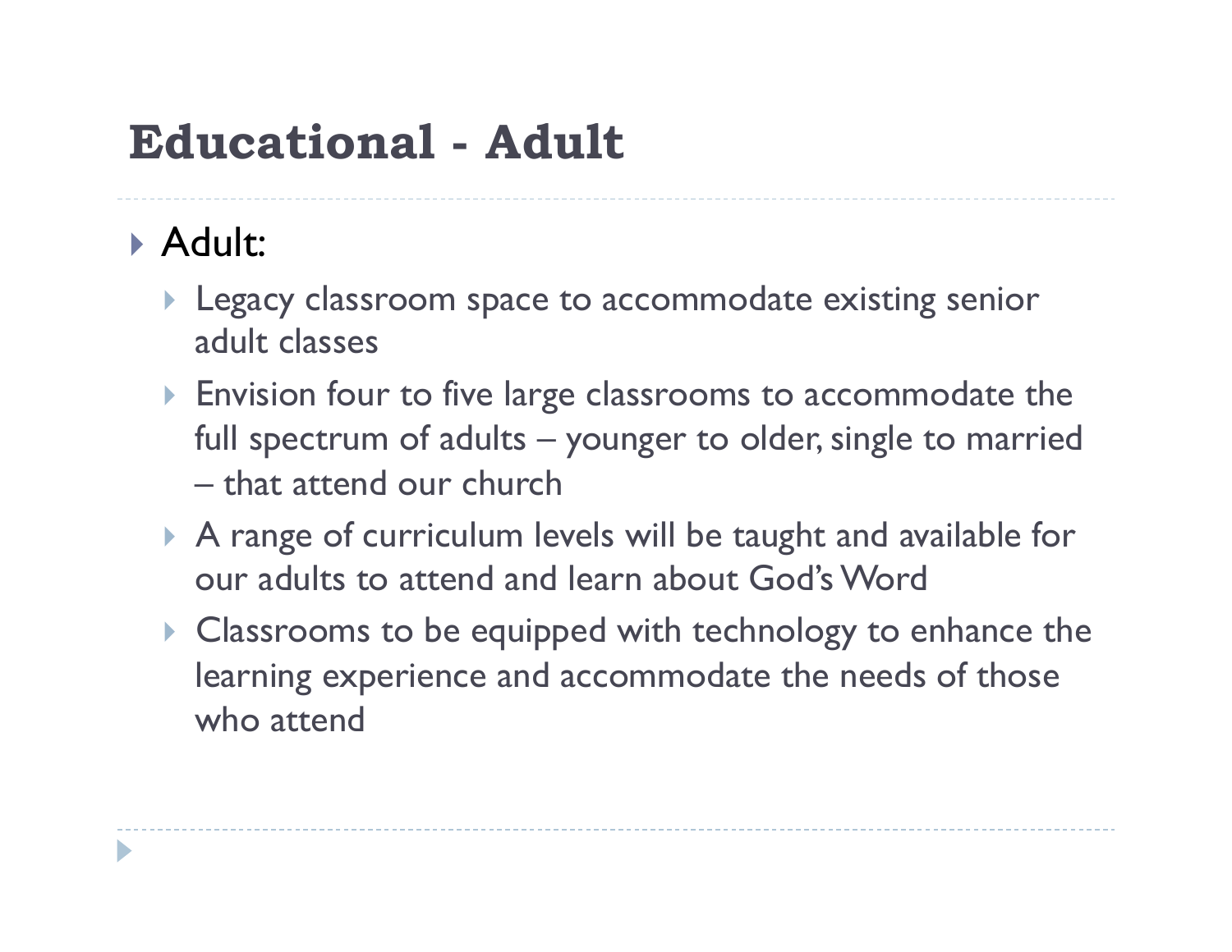# Educational - Adult

- Adult:
  - Legacy classroom space to accommodate existing senior adult classes
  - Envision four to five large classrooms to accommodate the full spectrum of adults – younger to older, single to married – that attend our church
  - A range of curriculum levels will be taught and available for our adults to attend and learn about God's Word
  - Classrooms to be equipped with technology to enhance the learning experience and accommodate the needs of those who attend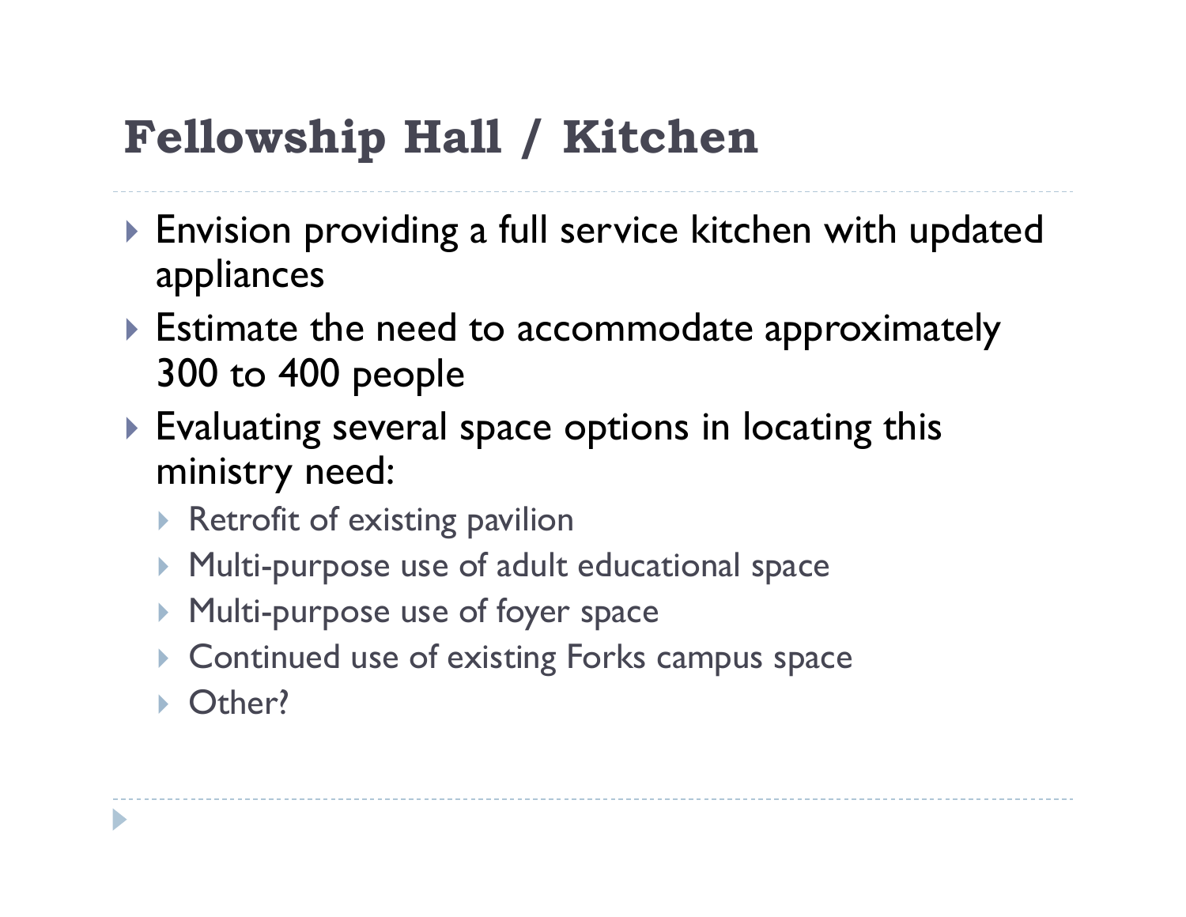# Fellowship Hall / Kitchen

- Envision providing a full service kitchen with updated appliances
- Estimate the need to accommodate approximately 300 to 400 people
- Evaluating several space options in locating this ministry need:
  - Retrofit of existing pavilion
  - Multi-purpose use of adult educational space
  - Multi-purpose use of foyer space
  - Continued use of existing Forks campus space
  - Other?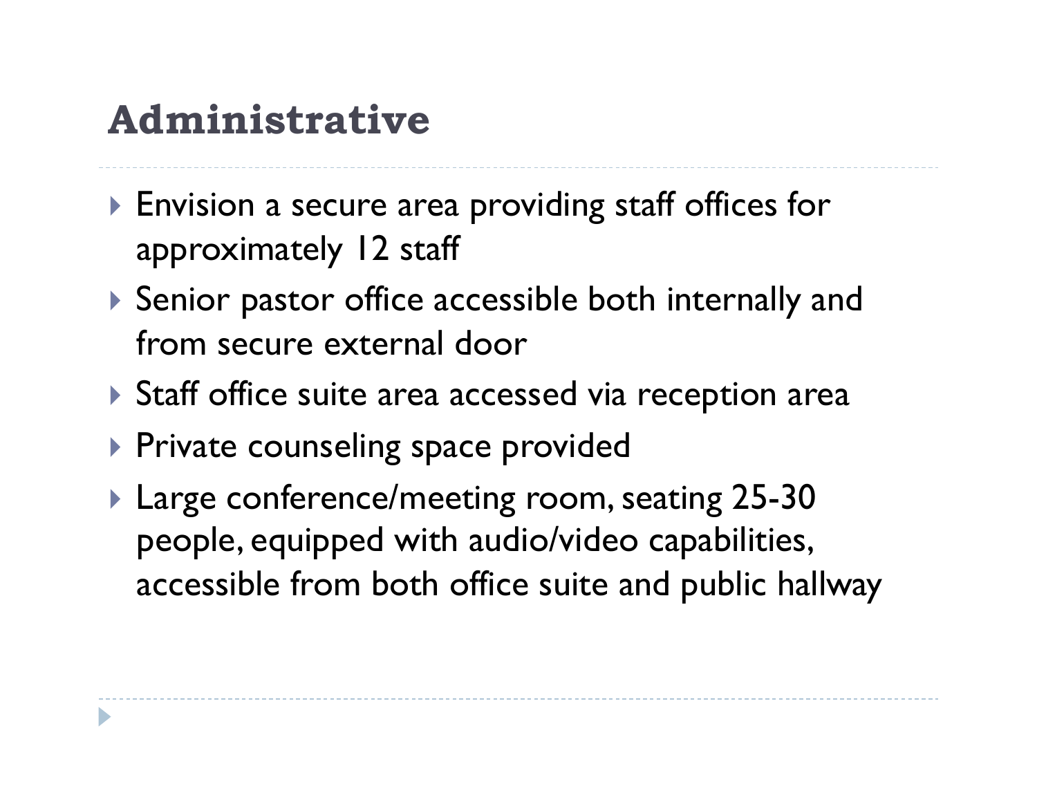# Administrative

- Envision a secure area providing staff offices for approximately 12 staff
- Senior pastor office accessible both internally and from secure external door
- Staff office suite area accessed via reception area
- Private counseling space provided
- Large conference/meeting room, seating 25-30 people, equipped with audio/video capabilities, accessible from both office suite and public hallway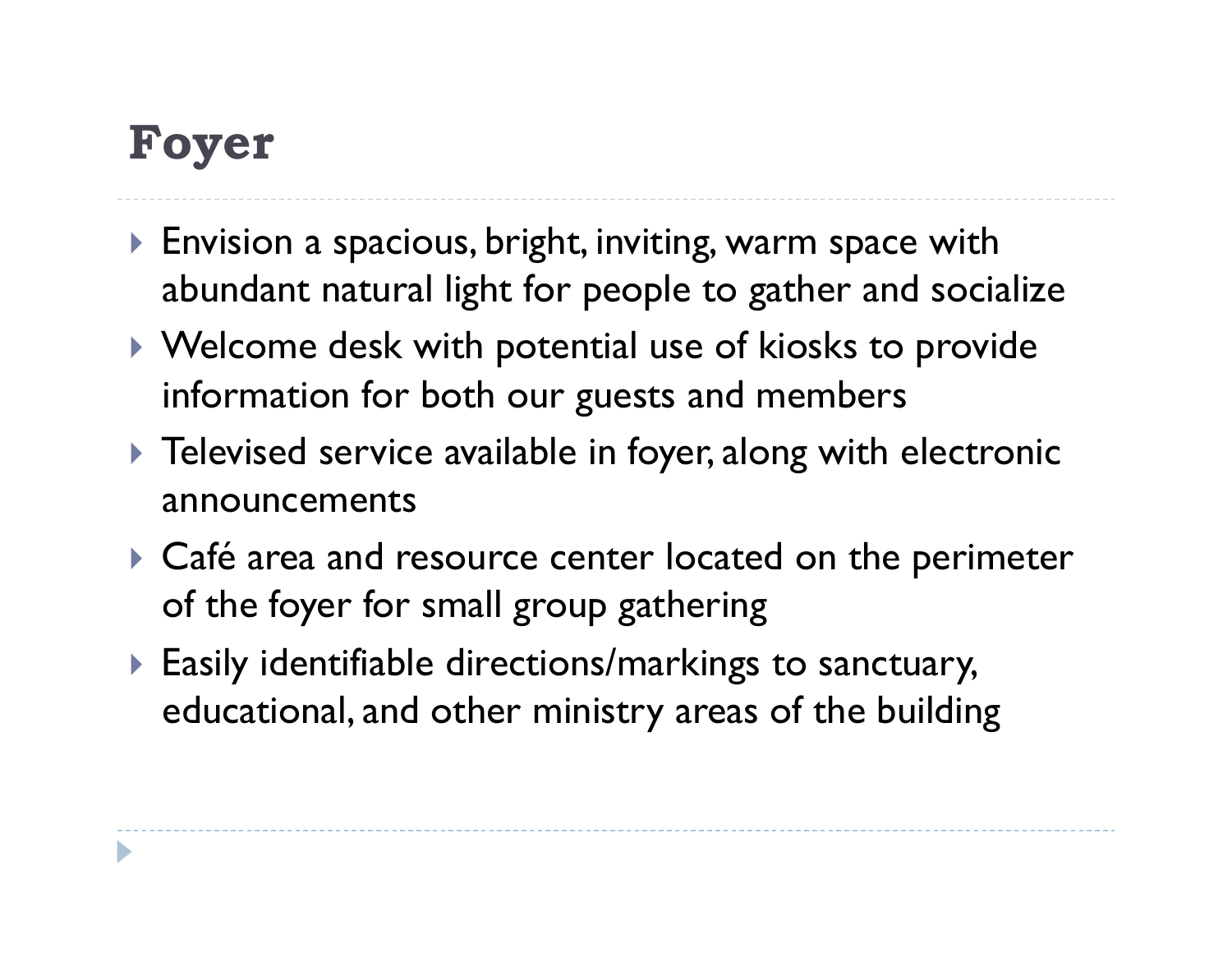# Foyer

- Envision a spacious, bright, inviting, warm space with abundant natural light for people to gather and socialize
- Welcome desk with potential use of kiosks to provide information for both our guests and members
- Televised service available in foyer, along with electronic announcements
- Café area and resource center located on the perimeter of the foyer for small group gathering
- Easily identifiable directions/markings to sanctuary, educational, and other ministry areas of the building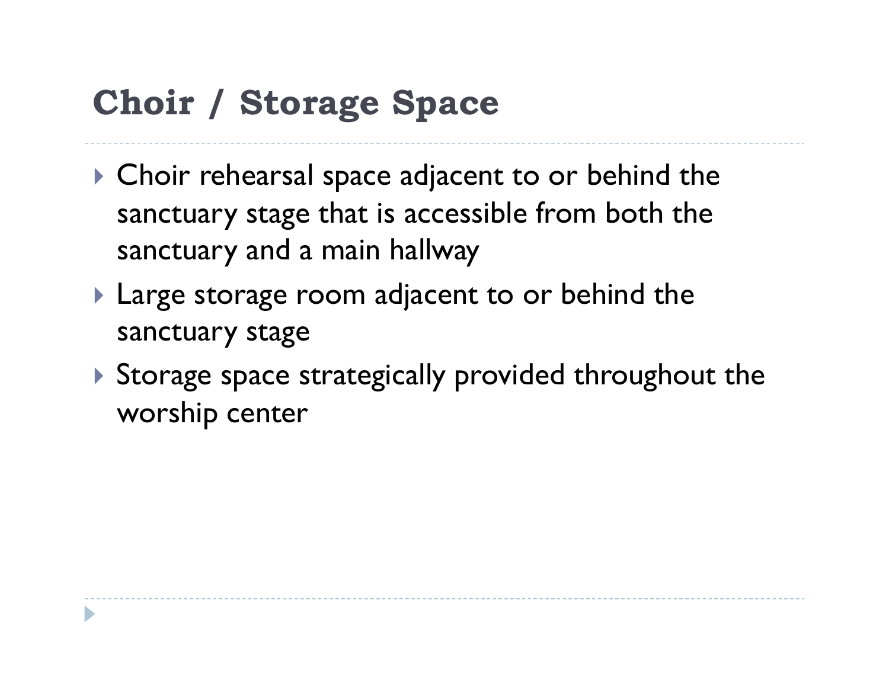# Choir / Storage Space

- Choir rehearsal space adjacent to or behind the sanctuary stage that is accessible from both the sanctuary and a main hallway
- Large storage room adjacent to or behind the sanctuary stage
- Storage space strategically provided throughout the worship center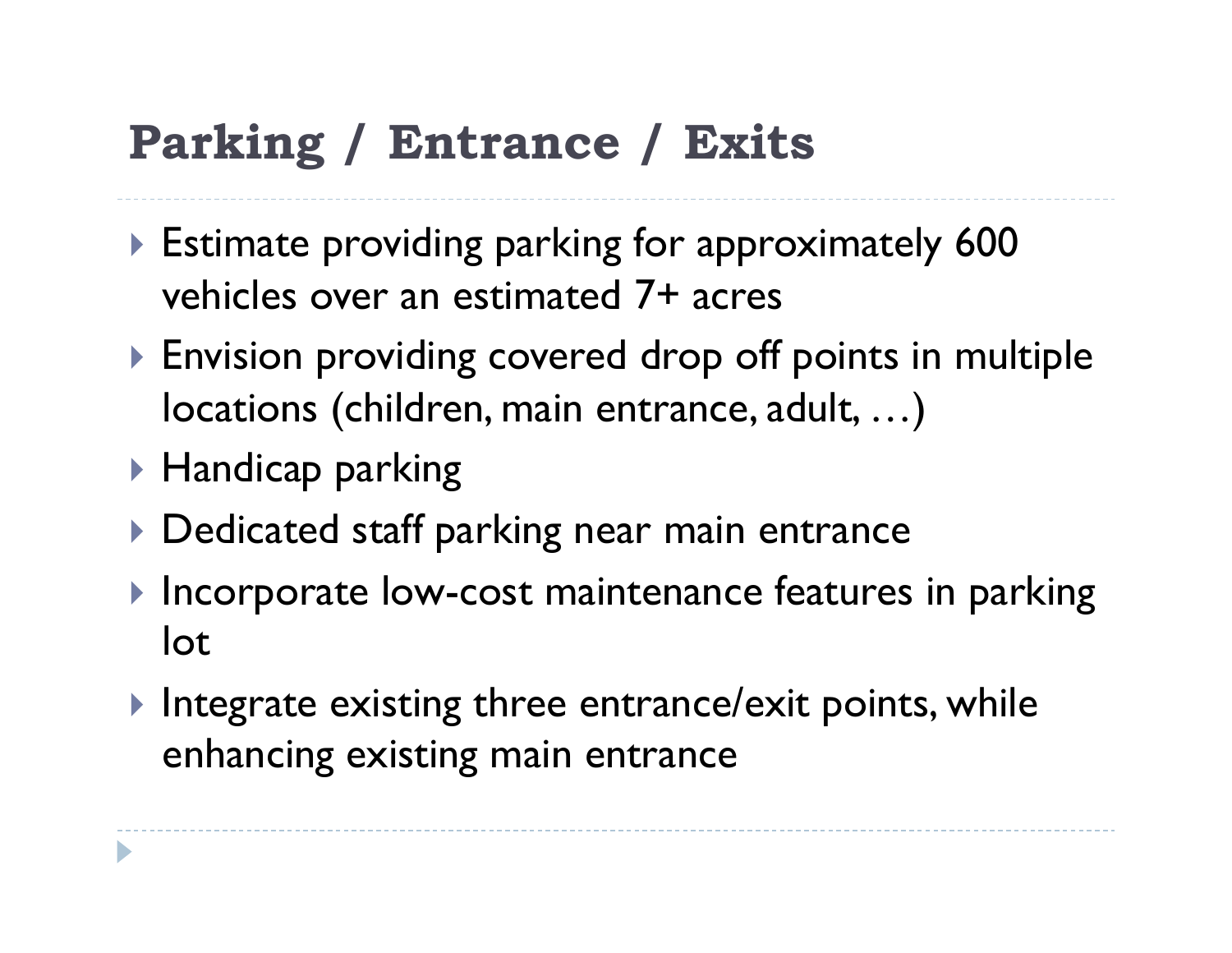# Parking / Entrance / Exits

- Estimate providing parking for approximately 600 vehicles over an estimated 7+ acres
- Envision providing covered drop off points in multiple locations (children, main entrance, adult, …)
- Handicap parking
- Dedicated staff parking near main entrance
- Incorporate low-cost maintenance features in parking lot
- Integrate existing three entrance/exit points, while enhancing existing main entrance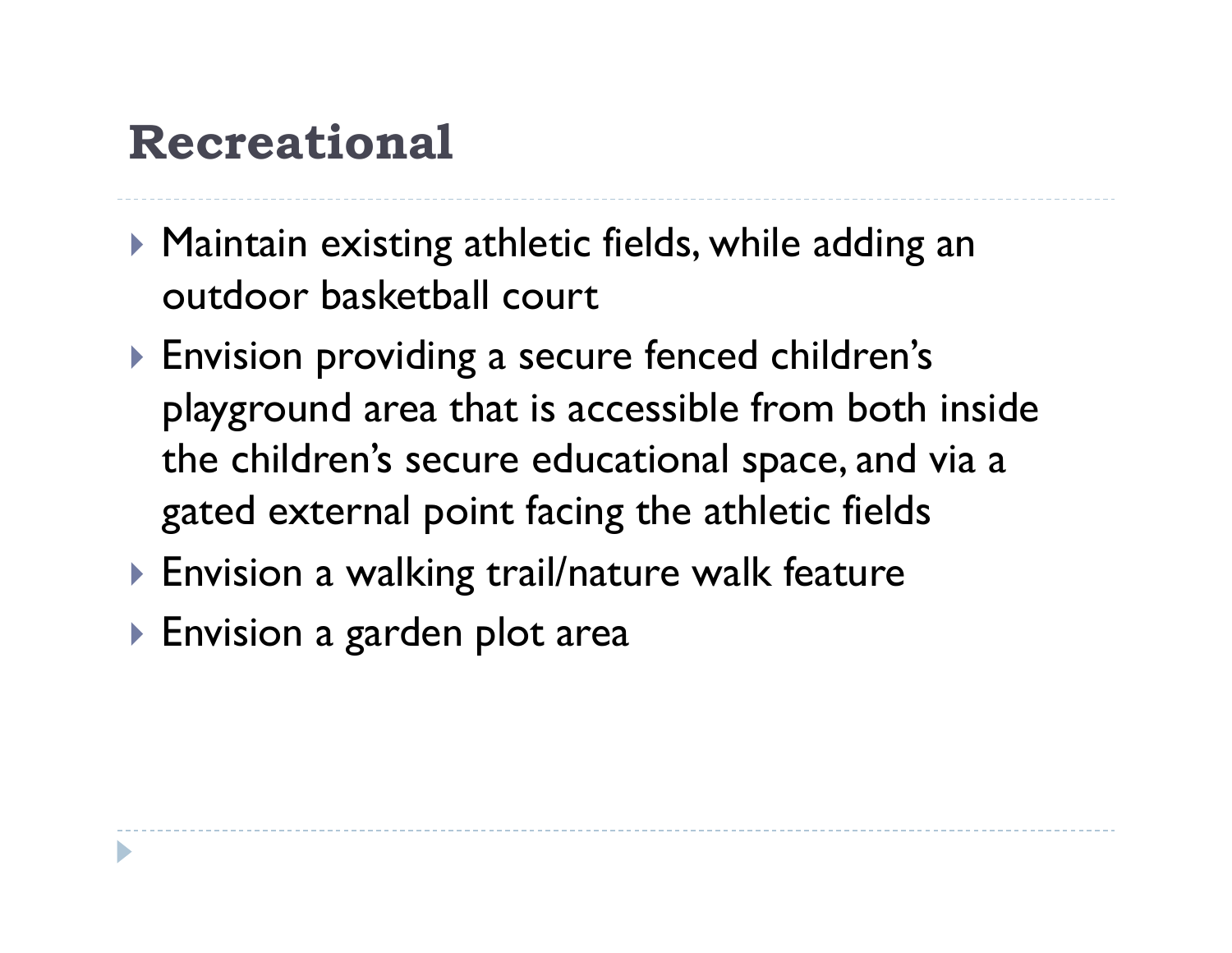# Recreational

- Maintain existing athletic fields, while adding an outdoor basketball court
- Envision providing a secure fenced children's playground area that is accessible from both inside the children's secure educational space, and via a gated external point facing the athletic fields
- Envision a walking trail/nature walk feature
- Envision a garden plot area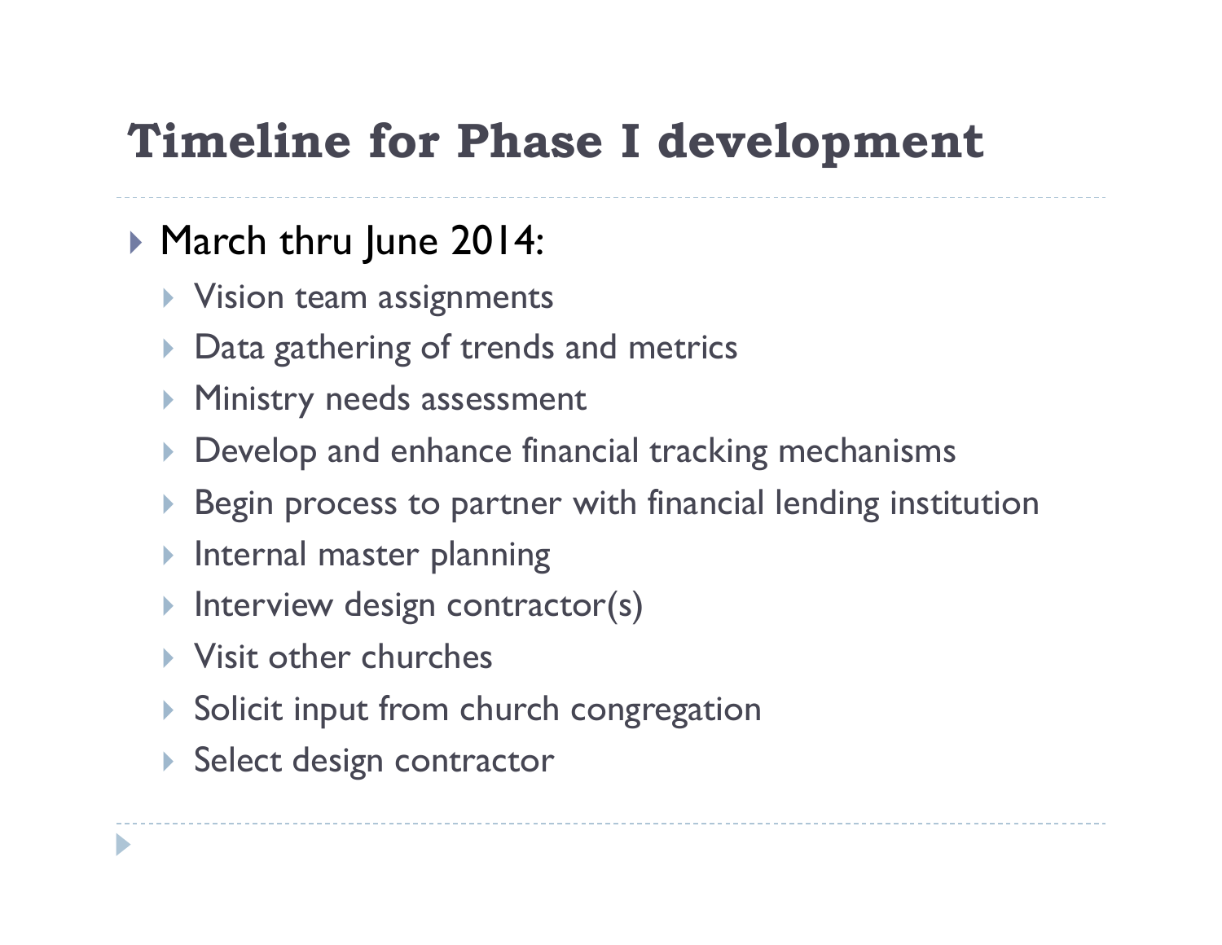# Timeline for Phase I development

- March thru June 2014:
  - Vision team assignments
  - Data gathering of trends and metrics
  - Ministry needs assessment
  - Develop and enhance financial tracking mechanisms
  - Begin process to partner with financial lending institution
  - Internal master planning
  - Interview design contractor(s)
  - Visit other churches
  - Solicit input from church congregation
  - Select design contractor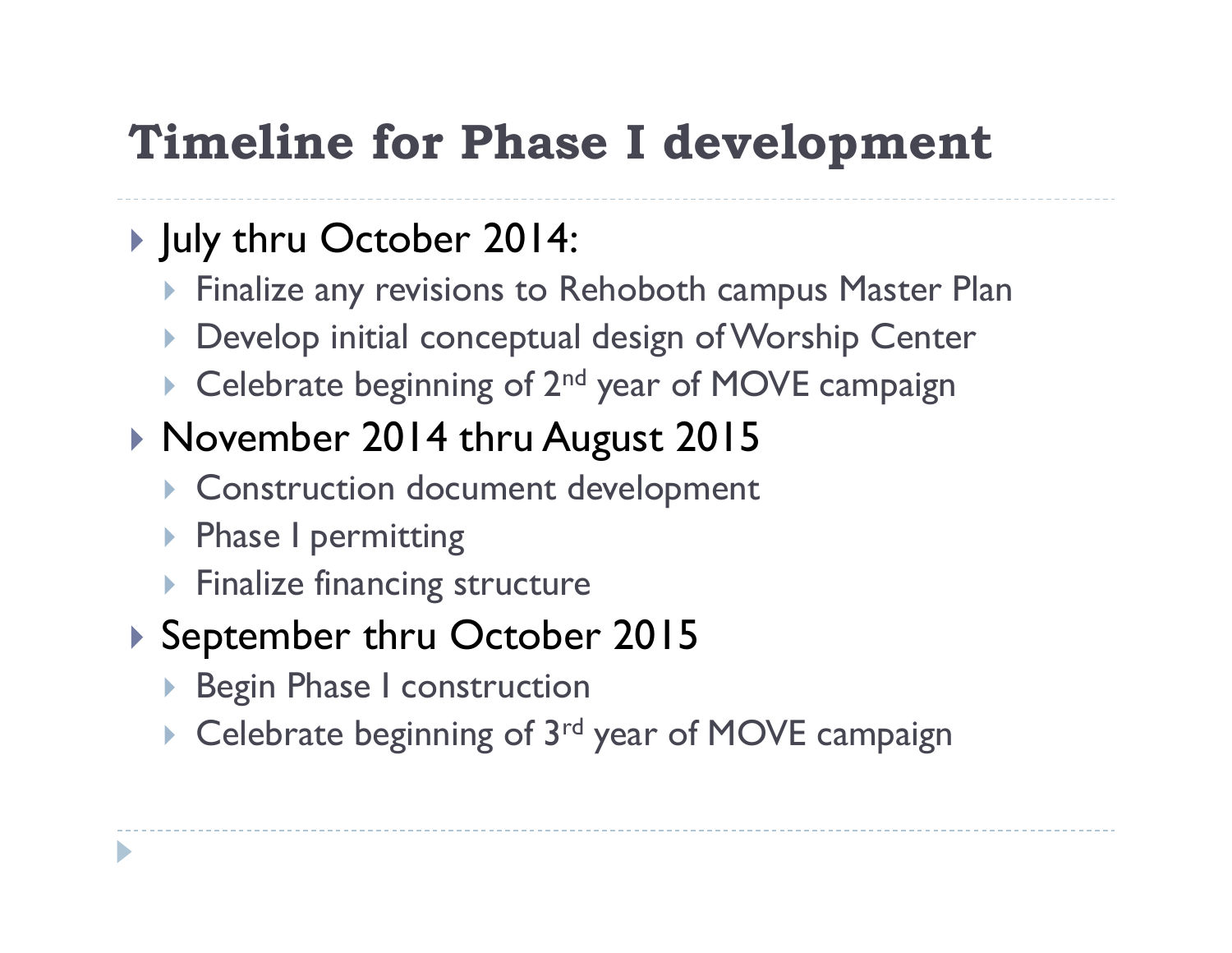# Timeline for Phase I development

- July thru October 2014:
  - Finalize any revisions to Rehoboth campus Master Plan
  - Develop initial conceptual design of Worship Center
  - Celebrate beginning of 2nd year of MOVE campaign
- November 2014 thru August 2015
  - Construction document development
  - Phase I permitting
  - Finalize financing structure
- September thru October 2015
  - Begin Phase I construction
  - Celebrate beginning of 3rd year of MOVE campaign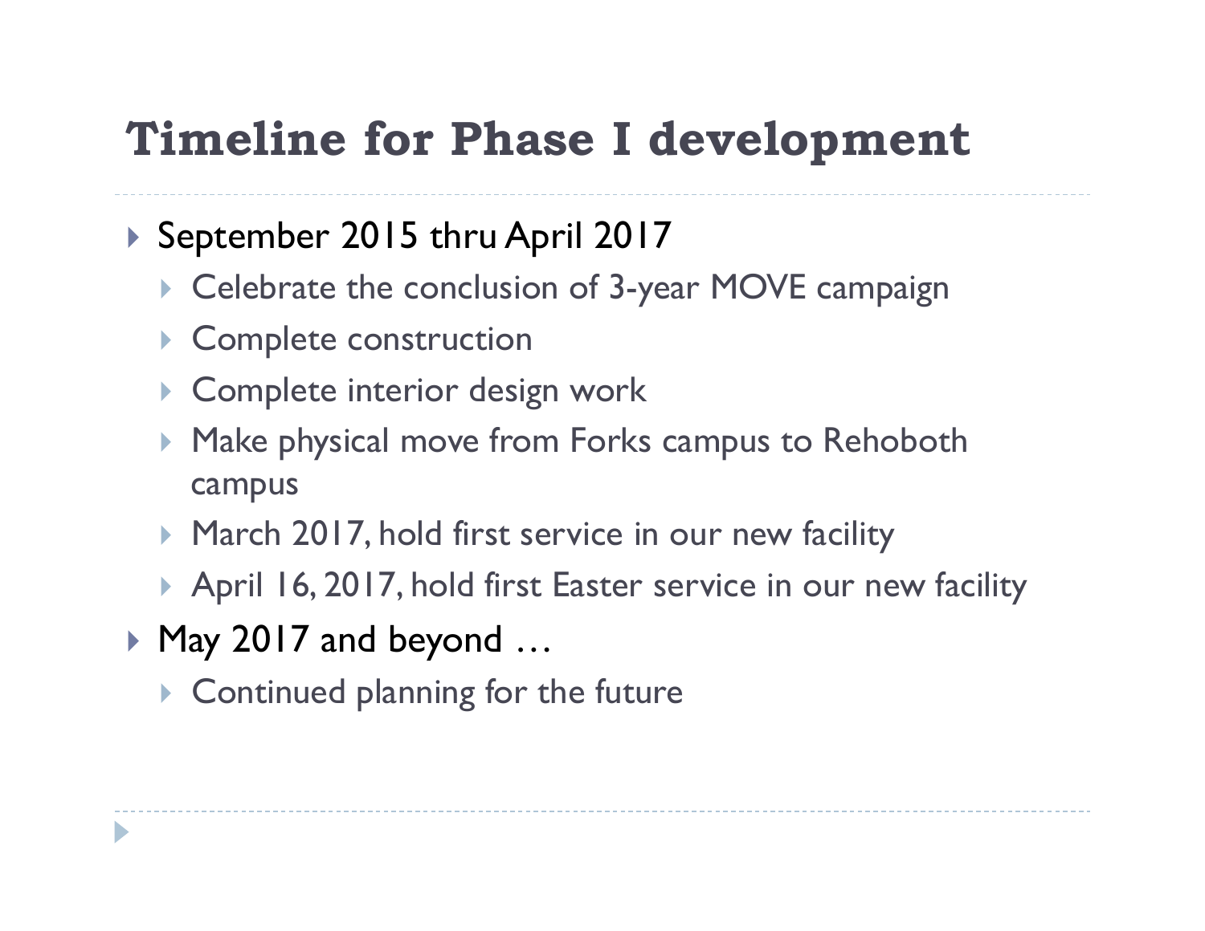# Timeline for Phase I development

- September 2015 thru April 2017
  - Celebrate the conclusion of 3-year MOVE campaign
  - Complete construction
  - Complete interior design work
  - Make physical move from Forks campus to Rehoboth campus
  - March 2017, hold first service in our new facility
  - April 16, 2017, hold first Easter service in our new facility
- May 2017 and beyond …
  - Continued planning for the future